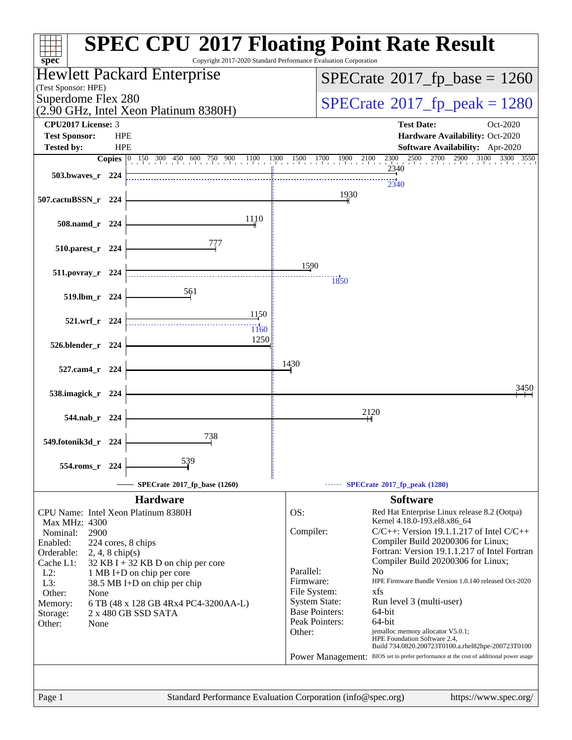# SPEC CPU 2017 Floating Point Rate Result

Copyright 2017-2020 Standard Performance Evaluation Corporation

**Hewlett Packard Enterprise**
(Test Sponsor: HPE)
Superdome Flex 280
(2.90 GHz, Intel Xeon Platinum 8380H)

**SPECrate 2017_fp_base = 1260**

**SPECrate 2017_fp_peak = 1280**

| | | | |
|---|---|---|---|
| **CPU2017 License:** | 3 | **Test Date:** | Oct-2020 |
| **Test Sponsor:** | HPE | **Hardware Availability:** | Oct-2020 |
| **Tested by:** | HPE | **Software Availability:** | Apr-2020 |

| Benchmark | Copies | Base | Peak |
|---|---|---|---|
| 503.bwaves_r | 224 | 2340 | 2340 |
| 507.cactuBSSN_r | 224 | 1930 | |
| 508.namd_r | 224 | 1110 | |
| 510.parest_r | 224 | 777 | |
| 511.povray_r | 224 | 1590 | 1850 |
| 519.lbm_r | 224 | 561 | |
| 521.wrf_r | 224 | 1150 | 1160 |
| 526.blender_r | 224 | 1250 | |
| 527.cam4_r | 224 | 1430 | |
| 538.imagick_r | 224 | 3450 | |
| 544.nab_r | 224 | 2120 | |
| 549.fotonik3d_r | 224 | 738 | |
| 554.roms_r | 224 | 539 | |

SPECrate 2017_fp_base (1260) — SPECrate 2017_fp_peak (1280)

## Hardware

- **CPU Name:** Intel Xeon Platinum 8380H
- **Max MHz:** 4300
- **Nominal:** 2900
- **Enabled:** 224 cores, 8 chips
- **Orderable:** 2, 4, 8 chip(s)
- **Cache L1:** 32 KB I + 32 KB D on chip per core
- **L2:** 1 MB I+D on chip per core
- **L3:** 38.5 MB I+D on chip per chip
- **Other:** None
- **Memory:** 6 TB (48 x 128 GB 4Rx4 PC4-3200AA-L)
- **Storage:** 2 x 480 GB SSD SATA
- **Other:** None

## Software

- **OS:** Red Hat Enterprise Linux release 8.2 (Ootpa) Kernel 4.18.0-193.el8.x86_64
- **Compiler:** C/C++: Version 19.1.1.217 of Intel C/C++ Compiler Build 20200306 for Linux; Fortran: Version 19.1.1.217 of Intel Fortran Compiler Build 20200306 for Linux;
- **Parallel:** No
- **Firmware:** HPE Firmware Bundle Version 1.0.140 released Oct-2020
- **File System:** xfs
- **System State:** Run level 3 (multi-user)
- **Base Pointers:** 64-bit
- **Peak Pointers:** 64-bit
- **Other:** jemalloc memory allocator V5.0.1; HPE Foundation Software 2.4, Build 734.0820.200723T0100.a.rhel82hpe-200723T0100
- **Power Management:** BIOS set to prefer performance at the cost of additional power usage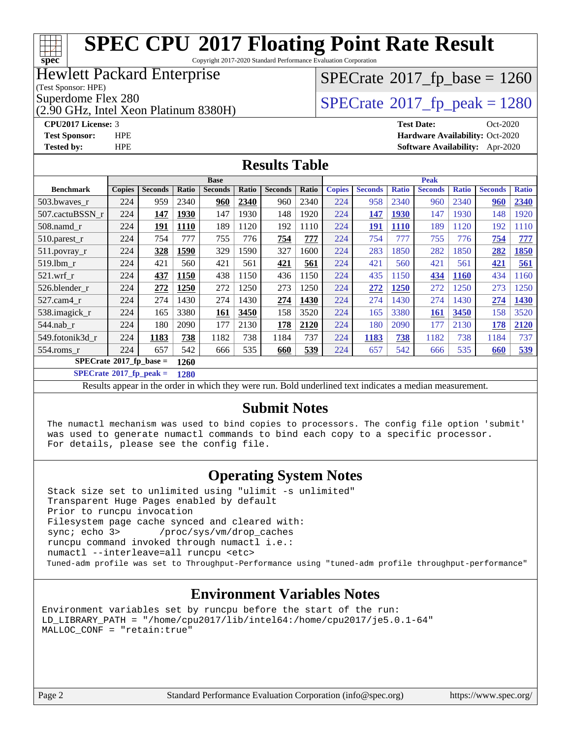# SPEC CPU 2017 Floating Point Rate Result

Copyright 2017-2020 Standard Performance Evaluation Corporation

**Hewlett Packard Enterprise**
(Test Sponsor: HPE)
Superdome Flex 280
(2.90 GHz, Intel Xeon Platinum 8380H)

SPECrate 2017_fp_base = 1260
SPECrate 2017_fp_peak = 1280

**CPU2017 License:** 3
**Test Sponsor:** HPE
**Tested by:** HPE
**Test Date:** Oct-2020
**Hardware Availability:** Oct-2020
**Software Availability:** Apr-2020

## Results Table

| Benchmark | Base | | | | | | | Peak | | | | | | |
|---|---|---|---|---|---|---|---|---|---|---|---|---|---|---|
| | Copies | Seconds | Ratio | Seconds | Ratio | Seconds | Ratio | Copies | Seconds | Ratio | Seconds | Ratio | Seconds | Ratio |
| 503.bwaves_r | 224 | 959 | 2340 | **960** | **2340** | 960 | 2340 | 224 | 958 | 2340 | 960 | 2340 | **960** | **2340** |
| 507.cactuBSSN_r | 224 | **147** | **1930** | 147 | 1930 | 148 | 1920 | 224 | **147** | **1930** | 147 | 1930 | 148 | 1920 |
| 508.namd_r | 224 | **191** | **1110** | 189 | 1120 | 192 | 1110 | 224 | **191** | **1110** | 189 | 1120 | 192 | 1110 |
| 510.parest_r | 224 | 754 | 777 | 755 | 776 | **754** | **777** | 224 | 754 | 777 | 755 | 776 | **754** | **777** |
| 511.povray_r | 224 | **328** | **1590** | 329 | 1590 | 327 | 1600 | 224 | 283 | 1850 | 282 | 1850 | **282** | **1850** |
| 519.lbm_r | 224 | 421 | 560 | 421 | 561 | **421** | **561** | 224 | 421 | 560 | 421 | 561 | **421** | **561** |
| 521.wrf_r | 224 | **437** | **1150** | 438 | 1150 | 436 | 1150 | 224 | 435 | 1150 | **434** | **1160** | 434 | 1160 |
| 526.blender_r | 224 | **272** | **1250** | 272 | 1250 | 273 | 1250 | 224 | **272** | **1250** | 272 | 1250 | 273 | 1250 |
| 527.cam4_r | 224 | 274 | 1430 | 274 | 1430 | **274** | **1430** | 224 | 274 | 1430 | 274 | 1430 | **274** | **1430** |
| 538.imagick_r | 224 | 165 | 3380 | **161** | **3450** | 158 | 3520 | 224 | 165 | 3380 | **161** | **3450** | 158 | 3520 |
| 544.nab_r | 224 | 180 | 2090 | 177 | 2130 | **178** | **2120** | 224 | 180 | 2090 | 177 | 2130 | **178** | **2120** |
| 549.fotonik3d_r | 224 | **1183** | **738** | 1182 | 738 | 1184 | 737 | 224 | **1183** | **738** | 1182 | 738 | 1184 | 737 |
| 554.roms_r | 224 | 657 | 542 | 666 | 535 | **660** | **539** | 224 | 657 | 542 | 666 | 535 | **660** | **539** |

**SPECrate 2017_fp_base = 1260**

**SPECrate 2017_fp_peak = 1280**

Results appear in the order in which they were run. Bold underlined text indicates a median measurement.

## Submit Notes

```
The numactl mechanism was used to bind copies to processors. The config file option 'submit'
was used to generate numactl commands to bind each copy to a specific processor.
For details, please see the config file.
```

## Operating System Notes

```
Stack size set to unlimited using "ulimit -s unlimited"
Transparent Huge Pages enabled by default
Prior to runcpu invocation
Filesystem page cache synced and cleared with:
sync; echo 3>       /proc/sys/vm/drop_caches
runcpu command invoked through numactl i.e.:
numactl --interleave=all runcpu <etc>
Tuned-adm profile was set to Throughput-Performance using "tuned-adm profile throughput-performance"
```

## Environment Variables Notes

```
Environment variables set by runcpu before the start of the run:
LD_LIBRARY_PATH = "/home/cpu2017/lib/intel64:/home/cpu2017/je5.0.1-64"
MALLOC_CONF = "retain:true"
```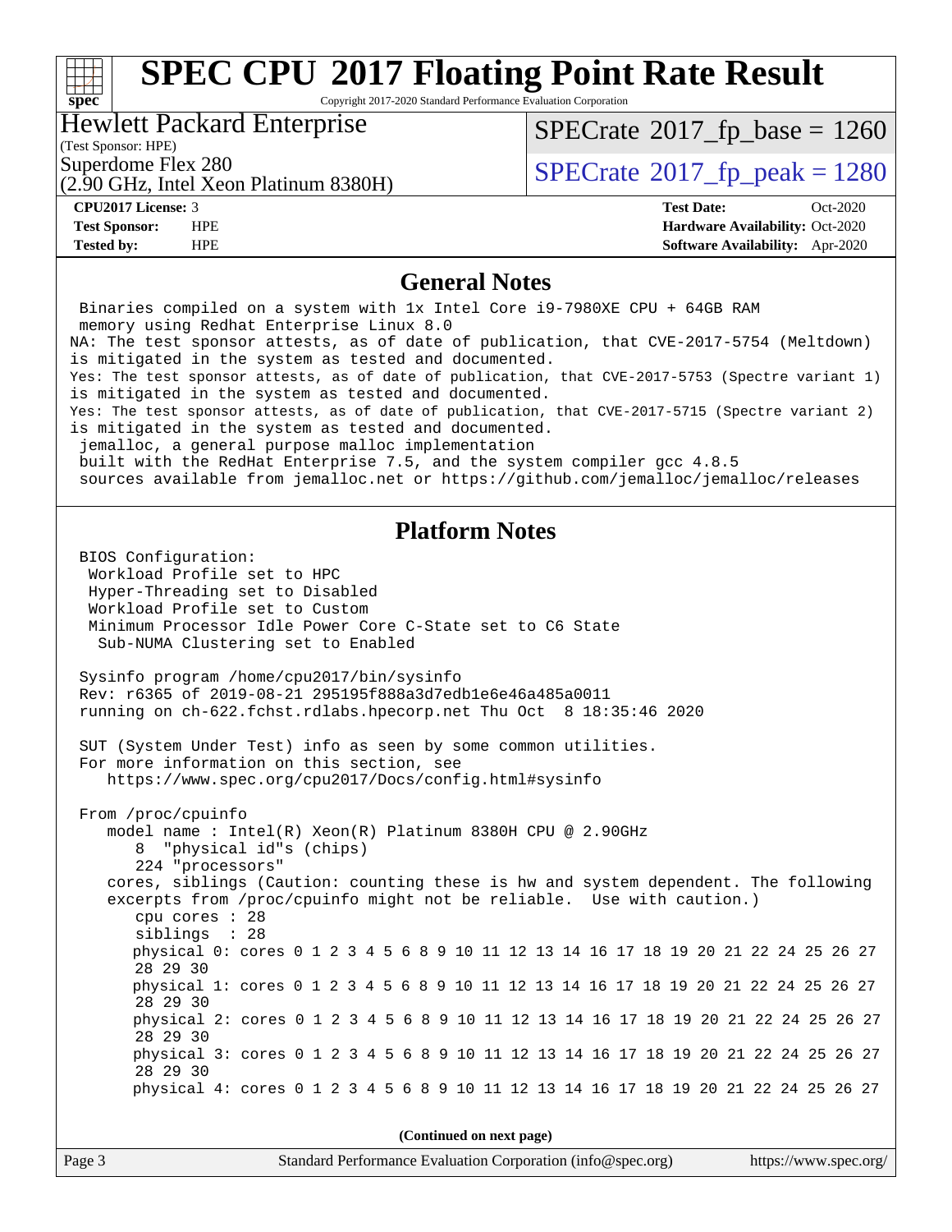# SPEC CPU 2017 Floating Point Rate Result

Copyright 2017-2020 Standard Performance Evaluation Corporation

**Hewlett Packard Enterprise**
(Test Sponsor: HPE)
Superdome Flex 280
(2.90 GHz, Intel Xeon Platinum 8380H)

SPECrate 2017_fp_base = 1260
SPECrate 2017_fp_peak = 1280

| | | | |
|---|---|---|---|
| **CPU2017 License:** | 3 | **Test Date:** | Oct-2020 |
| **Test Sponsor:** | HPE | **Hardware Availability:** | Oct-2020 |
| **Tested by:** | HPE | **Software Availability:** | Apr-2020 |

## General Notes

```
 Binaries compiled on a system with 1x Intel Core i9-7980XE CPU + 64GB RAM
 memory using Redhat Enterprise Linux 8.0
NA: The test sponsor attests, as of date of publication, that CVE-2017-5754 (Meltdown)
is mitigated in the system as tested and documented.
Yes: The test sponsor attests, as of date of publication, that CVE-2017-5753 (Spectre variant 1)
is mitigated in the system as tested and documented.
Yes: The test sponsor attests, as of date of publication, that CVE-2017-5715 (Spectre variant 2)
is mitigated in the system as tested and documented.
 jemalloc, a general purpose malloc implementation
 built with the RedHat Enterprise 7.5, and the system compiler gcc 4.8.5
 sources available from jemalloc.net or https://github.com/jemalloc/jemalloc/releases
```

## Platform Notes

```
 BIOS Configuration:
  Workload Profile set to HPC
  Hyper-Threading set to Disabled
  Workload Profile set to Custom
  Minimum Processor Idle Power Core C-State set to C6 State
   Sub-NUMA Clustering set to Enabled

 Sysinfo program /home/cpu2017/bin/sysinfo
 Rev: r6365 of 2019-08-21 295195f888a3d7edb1e6e46a485a0011
 running on ch-622.fchst.rdlabs.hpecorp.net Thu Oct  8 18:35:46 2020

 SUT (System Under Test) info as seen by some common utilities.
 For more information on this section, see
    https://www.spec.org/cpu2017/Docs/config.html#sysinfo

 From /proc/cpuinfo
    model name : Intel(R) Xeon(R) Platinum 8380H CPU @ 2.90GHz
       8  "physical id"s (chips)
       224 "processors"
    cores, siblings (Caution: counting these is hw and system dependent. The following
    excerpts from /proc/cpuinfo might not be reliable.  Use with caution.)
       cpu cores : 28
       siblings  : 28
       physical 0: cores 0 1 2 3 4 5 6 8 9 10 11 12 13 14 16 17 18 19 20 21 22 24 25 26 27
       28 29 30
       physical 1: cores 0 1 2 3 4 5 6 8 9 10 11 12 13 14 16 17 18 19 20 21 22 24 25 26 27
       28 29 30
       physical 2: cores 0 1 2 3 4 5 6 8 9 10 11 12 13 14 16 17 18 19 20 21 22 24 25 26 27
       28 29 30
       physical 3: cores 0 1 2 3 4 5 6 8 9 10 11 12 13 14 16 17 18 19 20 21 22 24 25 26 27
       28 29 30
       physical 4: cores 0 1 2 3 4 5 6 8 9 10 11 12 13 14 16 17 18 19 20 21 22 24 25 26 27
```

**(Continued on next page)**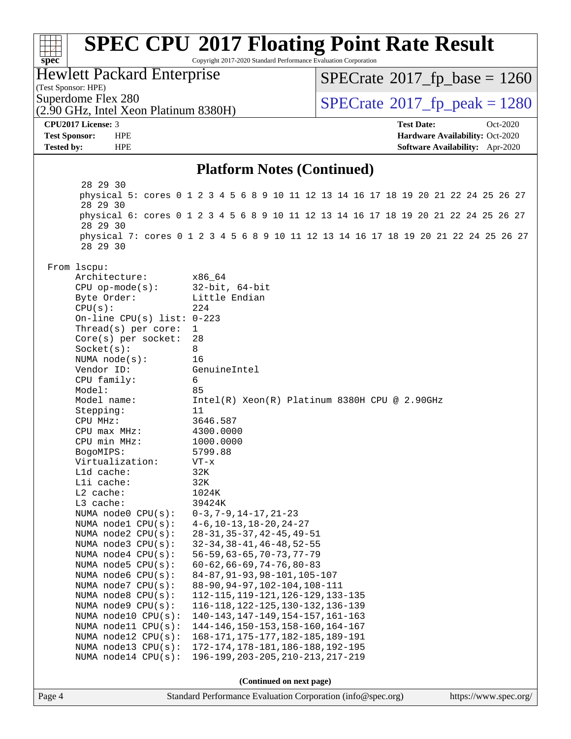# SPEC CPU 2017 Floating Point Rate Result

Copyright 2017-2020 Standard Performance Evaluation Corporation

**Hewlett Packard Enterprise**
(Test Sponsor: HPE)
Superdome Flex 280
(2.90 GHz, Intel Xeon Platinum 8380H)

SPECrate 2017_fp_base = 1260
SPECrate 2017_fp_peak = 1280

**CPU2017 License:** 3
**Test Sponsor:** HPE
**Tested by:** HPE

**Test Date:** Oct-2020
**Hardware Availability:** Oct-2020
**Software Availability:** Apr-2020

## Platform Notes (Continued)

```
       28 29 30
       physical 5: cores 0 1 2 3 4 5 6 8 9 10 11 12 13 14 16 17 18 19 20 21 22 24 25 26 27
       28 29 30
       physical 6: cores 0 1 2 3 4 5 6 8 9 10 11 12 13 14 16 17 18 19 20 21 22 24 25 26 27
       28 29 30
       physical 7: cores 0 1 2 3 4 5 6 8 9 10 11 12 13 14 16 17 18 19 20 21 22 24 25 26 27
       28 29 30

 From lscpu:
      Architecture:          x86_64
      CPU op-mode(s):        32-bit, 64-bit
      Byte Order:            Little Endian
      CPU(s):                224
      On-line CPU(s) list:   0-223
      Thread(s) per core:    1
      Core(s) per socket:    28
      Socket(s):             8
      NUMA node(s):          16
      Vendor ID:             GenuineIntel
      CPU family:            6
      Model:                 85
      Model name:            Intel(R) Xeon(R) Platinum 8380H CPU @ 2.90GHz
      Stepping:              11
      CPU MHz:               3646.587
      CPU max MHz:           4300.0000
      CPU min MHz:           1000.0000
      BogoMIPS:              5799.88
      Virtualization:        VT-x
      L1d cache:             32K
      L1i cache:             32K
      L2 cache:              1024K
      L3 cache:              39424K
      NUMA node0 CPU(s):     0-3,7-9,14-17,21-23
      NUMA node1 CPU(s):     4-6,10-13,18-20,24-27
      NUMA node2 CPU(s):     28-31,35-37,42-45,49-51
      NUMA node3 CPU(s):     32-34,38-41,46-48,52-55
      NUMA node4 CPU(s):     56-59,63-65,70-73,77-79
      NUMA node5 CPU(s):     60-62,66-69,74-76,80-83
      NUMA node6 CPU(s):     84-87,91-93,98-101,105-107
      NUMA node7 CPU(s):     88-90,94-97,102-104,108-111
      NUMA node8 CPU(s):     112-115,119-121,126-129,133-135
      NUMA node9 CPU(s):     116-118,122-125,130-132,136-139
      NUMA node10 CPU(s):    140-143,147-149,154-157,161-163
      NUMA node11 CPU(s):    144-146,150-153,158-160,164-167
      NUMA node12 CPU(s):    168-171,175-177,182-185,189-191
      NUMA node13 CPU(s):    172-174,178-181,186-188,192-195
      NUMA node14 CPU(s):    196-199,203-205,210-213,217-219
```

(Continued on next page)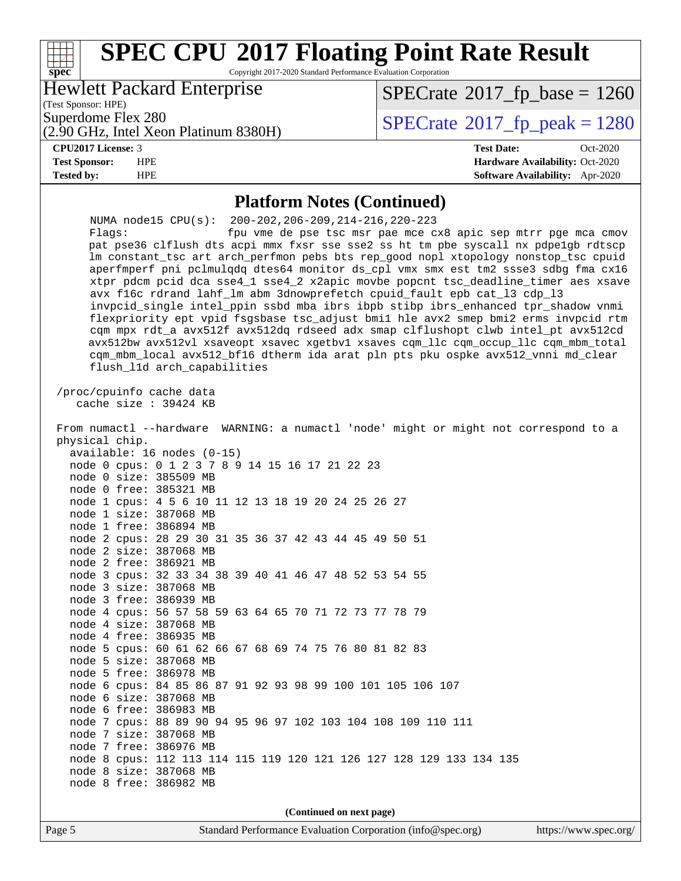## Platform Notes (Continued)

```
    NUMA node15 CPU(s):  200-202,206-209,214-216,220-223
    Flags:               fpu vme de pse tsc msr pae mce cx8 apic sep mtrr pge mca cmov
    pat pse36 clflush dts acpi mmx fxsr sse sse2 ss ht tm pbe syscall nx pdpe1gb rdtscp
    lm constant_tsc art arch_perfmon pebs bts rep_good nopl xtopology nonstop_tsc cpuid
    aperfmperf pni pclmulqdq dtes64 monitor ds_cpl vmx smx est tm2 ssse3 sdbg fma cx16
    xtpr pdcm pcid dca sse4_1 sse4_2 x2apic movbe popcnt tsc_deadline_timer aes xsave
    avx f16c rdrand lahf_lm abm 3dnowprefetch cpuid_fault epb cat_l3 cdp_l3
    invpcid_single intel_ppin ssbd mba ibrs ibpb stibp ibrs_enhanced tpr_shadow vnmi
    flexpriority ept vpid fsgsbase tsc_adjust bmi1 hle avx2 smep bmi2 erms invpcid rtm
    cqm mpx rdt_a avx512f avx512dq rdseed adx smap clflushopt clwb intel_pt avx512cd
    avx512bw avx512vl xsaveopt xsavec xgetbv1 xsaves cqm_llc cqm_occup_llc cqm_mbm_total
    cqm_mbm_local avx512_bf16 dtherm ida arat pln pts pku ospke avx512_vnni md_clear
    flush_l1d arch_capabilities

 /proc/cpuinfo cache data
    cache size : 39424 KB

 From numactl --hardware  WARNING: a numactl 'node' might or might not correspond to a
 physical chip.
   available: 16 nodes (0-15)
   node 0 cpus: 0 1 2 3 7 8 9 14 15 16 17 21 22 23
   node 0 size: 385509 MB
   node 0 free: 385321 MB
   node 1 cpus: 4 5 6 10 11 12 13 18 19 20 24 25 26 27
   node 1 size: 387068 MB
   node 1 free: 386894 MB
   node 2 cpus: 28 29 30 31 35 36 37 42 43 44 45 49 50 51
   node 2 size: 387068 MB
   node 2 free: 386921 MB
   node 3 cpus: 32 33 34 38 39 40 41 46 47 48 52 53 54 55
   node 3 size: 387068 MB
   node 3 free: 386939 MB
   node 4 cpus: 56 57 58 59 63 64 65 70 71 72 73 77 78 79
   node 4 size: 387068 MB
   node 4 free: 386935 MB
   node 5 cpus: 60 61 62 66 67 68 69 74 75 76 80 81 82 83
   node 5 size: 387068 MB
   node 5 free: 386978 MB
   node 6 cpus: 84 85 86 87 91 92 93 98 99 100 101 105 106 107
   node 6 size: 387068 MB
   node 6 free: 386983 MB
   node 7 cpus: 88 89 90 94 95 96 97 102 103 104 108 109 110 111
   node 7 size: 387068 MB
   node 7 free: 386976 MB
   node 8 cpus: 112 113 114 115 119 120 121 126 127 128 129 133 134 135
   node 8 size: 387068 MB
   node 8 free: 386982 MB
```

(Continued on next page)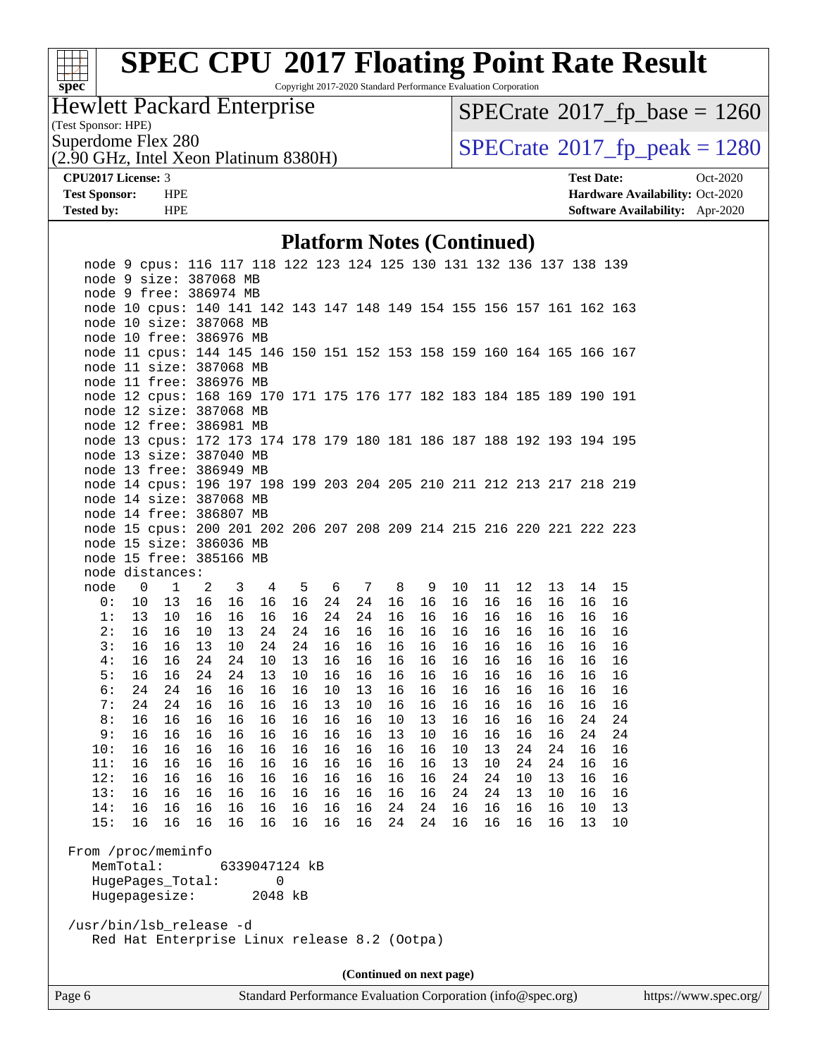# SPEC CPU 2017 Floating Point Rate Result

Copyright 2017-2020 Standard Performance Evaluation Corporation

**Hewlett Packard Enterprise**
(Test Sponsor: HPE)
Superdome Flex 280
(2.90 GHz, Intel Xeon Platinum 8380H)

SPECrate 2017_fp_base = 1260
SPECrate 2017_fp_peak = 1280

**CPU2017 License:** 3
**Test Sponsor:** HPE
**Tested by:** HPE

**Test Date:** Oct-2020
**Hardware Availability:** Oct-2020
**Software Availability:** Apr-2020

## Platform Notes (Continued)

```
    node 9 cpus: 116 117 118 122 123 124 125 130 131 132 136 137 138 139
    node 9 size: 387068 MB
    node 9 free: 386974 MB
    node 10 cpus: 140 141 142 143 147 148 149 154 155 156 157 161 162 163
    node 10 size: 387068 MB
    node 10 free: 386976 MB
    node 11 cpus: 144 145 146 150 151 152 153 158 159 160 164 165 166 167
    node 11 size: 387068 MB
    node 11 free: 386976 MB
    node 12 cpus: 168 169 170 171 175 176 177 182 183 184 185 189 190 191
    node 12 size: 387068 MB
    node 12 free: 386981 MB
    node 13 cpus: 172 173 174 178 179 180 181 186 187 188 192 193 194 195
    node 13 size: 387040 MB
    node 13 free: 386949 MB
    node 14 cpus: 196 197 198 199 203 204 205 210 211 212 213 217 218 219
    node 14 size: 387068 MB
    node 14 free: 386807 MB
    node 15 cpus: 200 201 202 206 207 208 209 214 215 216 220 221 222 223
    node 15 size: 386036 MB
    node 15 free: 385166 MB
    node distances:
    node   0   1   2   3   4   5   6   7   8   9  10  11  12  13  14  15
      0:  10  13  16  16  16  16  24  24  16  16  16  16  16  16  16  16
      1:  13  10  16  16  16  16  24  24  16  16  16  16  16  16  16  16
      2:  16  16  10  13  24  24  16  16  16  16  16  16  16  16  16  16
      3:  16  16  13  10  24  24  16  16  16  16  16  16  16  16  16  16
      4:  16  16  24  24  10  13  16  16  16  16  16  16  16  16  16  16
      5:  16  16  24  24  13  10  16  16  16  16  16  16  16  16  16  16
      6:  24  24  16  16  16  16  10  13  16  16  16  16  16  16  16  16
      7:  24  24  16  16  16  16  13  10  16  16  16  16  16  16  16  16
      8:  16  16  16  16  16  16  16  16  10  13  16  16  16  16  24  24
      9:  16  16  16  16  16  16  16  16  13  10  16  16  16  16  24  24
     10:  16  16  16  16  16  16  16  16  16  16  10  13  24  24  16  16
     11:  16  16  16  16  16  16  16  16  16  16  13  10  24  24  16  16
     12:  16  16  16  16  16  16  16  16  16  16  24  24  10  13  16  16
     13:  16  16  16  16  16  16  16  16  16  16  24  24  13  10  16  16
     14:  16  16  16  16  16  16  16  16  24  24  16  16  16  16  10  13
     15:  16  16  16  16  16  16  16  16  24  24  16  16  16  16  13  10

 From /proc/meminfo
    MemTotal:       6339047124 kB
    HugePages_Total:       0
    Hugepagesize:       2048 kB

 /usr/bin/lsb_release -d
    Red Hat Enterprise Linux release 8.2 (Ootpa)
```

**(Continued on next page)**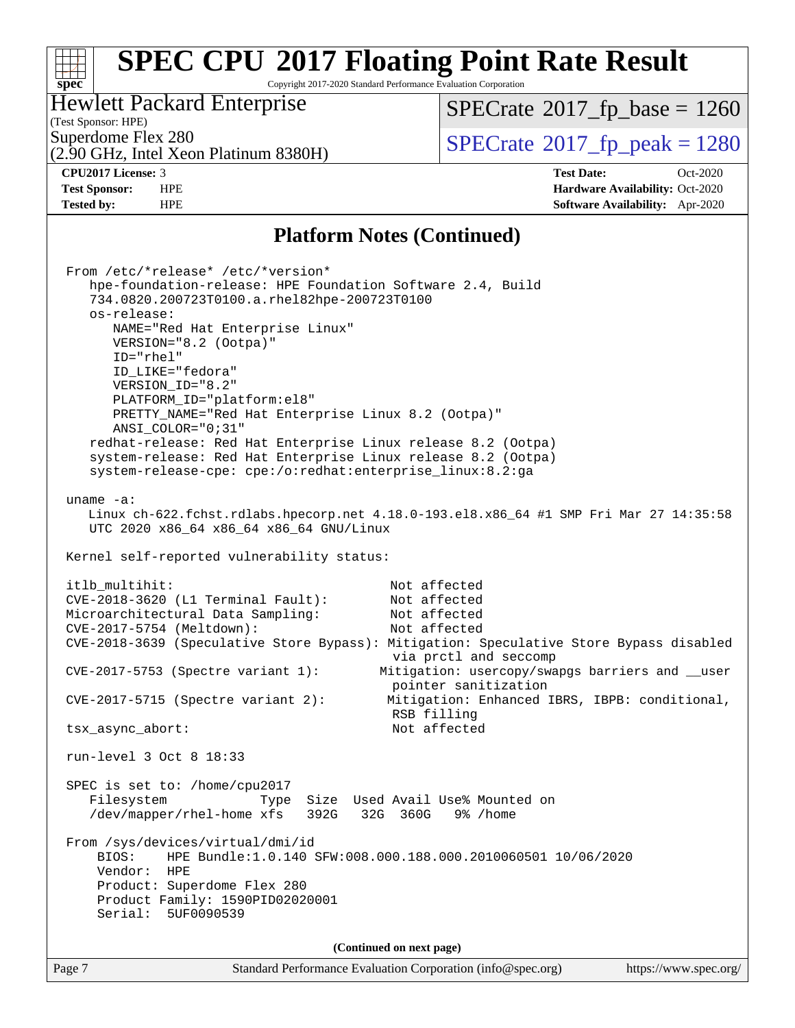# SPEC CPU 2017 Floating Point Rate Result

Copyright 2017-2020 Standard Performance Evaluation Corporation

**Hewlett Packard Enterprise**
(Test Sponsor: HPE)
Superdome Flex 280
(2.90 GHz, Intel Xeon Platinum 8380H)

SPECrate 2017_fp_base = 1260
SPECrate 2017_fp_peak = 1280

**CPU2017 License:** 3
**Test Sponsor:** HPE
**Tested by:** HPE

**Test Date:** Oct-2020
**Hardware Availability:** Oct-2020
**Software Availability:** Apr-2020

## Platform Notes (Continued)

```
From /etc/*release* /etc/*version*
   hpe-foundation-release: HPE Foundation Software 2.4, Build
   734.0820.200723T0100.a.rhel82hpe-200723T0100
   os-release:
      NAME="Red Hat Enterprise Linux"
      VERSION="8.2 (Ootpa)"
      ID="rhel"
      ID_LIKE="fedora"
      VERSION_ID="8.2"
      PLATFORM_ID="platform:el8"
      PRETTY_NAME="Red Hat Enterprise Linux 8.2 (Ootpa)"
      ANSI_COLOR="0;31"
   redhat-release: Red Hat Enterprise Linux release 8.2 (Ootpa)
   system-release: Red Hat Enterprise Linux release 8.2 (Ootpa)
   system-release-cpe: cpe:/o:redhat:enterprise_linux:8.2:ga

uname -a:
   Linux ch-622.fchst.rdlabs.hpecorp.net 4.18.0-193.el8.x86_64 #1 SMP Fri Mar 27 14:35:58
   UTC 2020 x86_64 x86_64 x86_64 GNU/Linux

Kernel self-reported vulnerability status:

itlb_multihit:                                        Not affected
CVE-2018-3620 (L1 Terminal Fault):                    Not affected
Microarchitectural Data Sampling:                     Not affected
CVE-2017-5754 (Meltdown):                             Not affected
CVE-2018-3639 (Speculative Store Bypass): Mitigation: Speculative Store Bypass disabled
                                                      via prctl and seccomp
CVE-2017-5753 (Spectre variant 1):                  Mitigation: usercopy/swapgs barriers and __user
                                                      pointer sanitization
CVE-2017-5715 (Spectre variant 2):                   Mitigation: Enhanced IBRS, IBPB: conditional,
                                                      RSB filling
tsx_async_abort:                                      Not affected

run-level 3 Oct 8 18:33

SPEC is set to: /home/cpu2017
   Filesystem              Type  Size  Used Avail Use% Mounted on
   /dev/mapper/rhel-home xfs   392G   32G  360G   9% /home

From /sys/devices/virtual/dmi/id
    BIOS:    HPE Bundle:1.0.140 SFW:008.000.188.000.2010060501 10/06/2020
    Vendor:  HPE
    Product: Superdome Flex 280
    Product Family: 1590PID02020001
    Serial:  5UF0090539
```

(Continued on next page)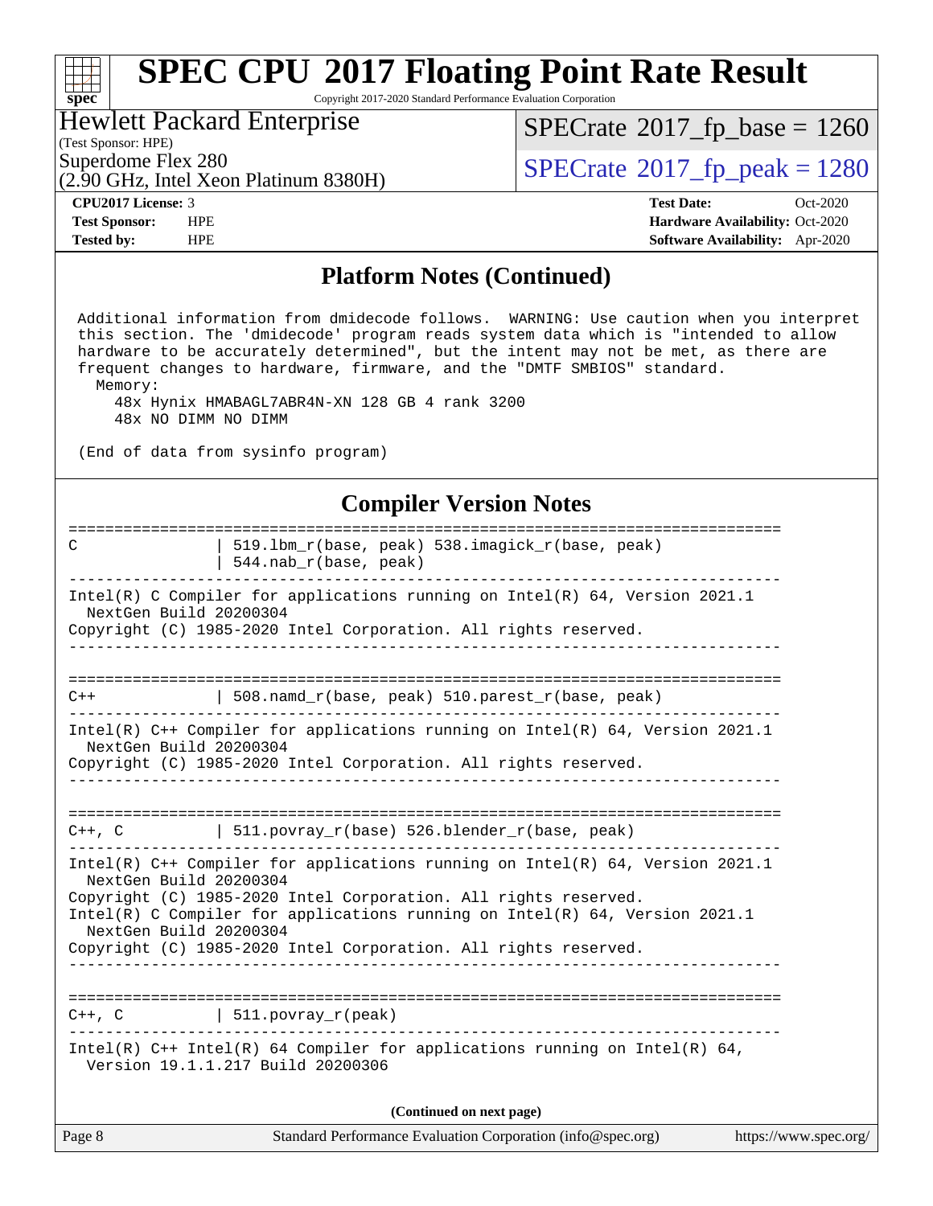# SPEC CPU 2017 Floating Point Rate Result

Copyright 2017-2020 Standard Performance Evaluation Corporation

Hewlett Packard Enterprise
(Test Sponsor: HPE)
Superdome Flex 280
(2.90 GHz, Intel Xeon Platinum 8380H)

SPECrate 2017_fp_base = 1260
SPECrate 2017_fp_peak = 1280

**CPU2017 License:** 3
**Test Sponsor:** HPE
**Tested by:** HPE

**Test Date:** Oct-2020
**Hardware Availability:** Oct-2020
**Software Availability:** Apr-2020

## Platform Notes (Continued)

```
 Additional information from dmidecode follows.  WARNING: Use caution when you interpret
 this section. The 'dmidecode' program reads system data which is "intended to allow
 hardware to be accurately determined", but the intent may not be met, as there are
 frequent changes to hardware, firmware, and the "DMTF SMBIOS" standard.
   Memory:
     48x Hynix HMABAGL7ABR4N-XN 128 GB 4 rank 3200
     48x NO DIMM NO DIMM

 (End of data from sysinfo program)
```

## Compiler Version Notes

```
==============================================================================
C               | 519.lbm_r(base, peak) 538.imagick_r(base, peak)
                | 544.nab_r(base, peak)
------------------------------------------------------------------------------
Intel(R) C Compiler for applications running on Intel(R) 64, Version 2021.1
  NextGen Build 20200304
Copyright (C) 1985-2020 Intel Corporation. All rights reserved.
------------------------------------------------------------------------------

==============================================================================
C++             | 508.namd_r(base, peak) 510.parest_r(base, peak)
------------------------------------------------------------------------------
Intel(R) C++ Compiler for applications running on Intel(R) 64, Version 2021.1
  NextGen Build 20200304
Copyright (C) 1985-2020 Intel Corporation. All rights reserved.
------------------------------------------------------------------------------

==============================================================================
C++, C          | 511.povray_r(base) 526.blender_r(base, peak)
------------------------------------------------------------------------------
Intel(R) C++ Compiler for applications running on Intel(R) 64, Version 2021.1
  NextGen Build 20200304
Copyright (C) 1985-2020 Intel Corporation. All rights reserved.
Intel(R) C Compiler for applications running on Intel(R) 64, Version 2021.1
  NextGen Build 20200304
Copyright (C) 1985-2020 Intel Corporation. All rights reserved.
------------------------------------------------------------------------------

==============================================================================
C++, C          | 511.povray_r(peak)
------------------------------------------------------------------------------
Intel(R) C++ Intel(R) 64 Compiler for applications running on Intel(R) 64,
  Version 19.1.1.217 Build 20200306
```

(Continued on next page)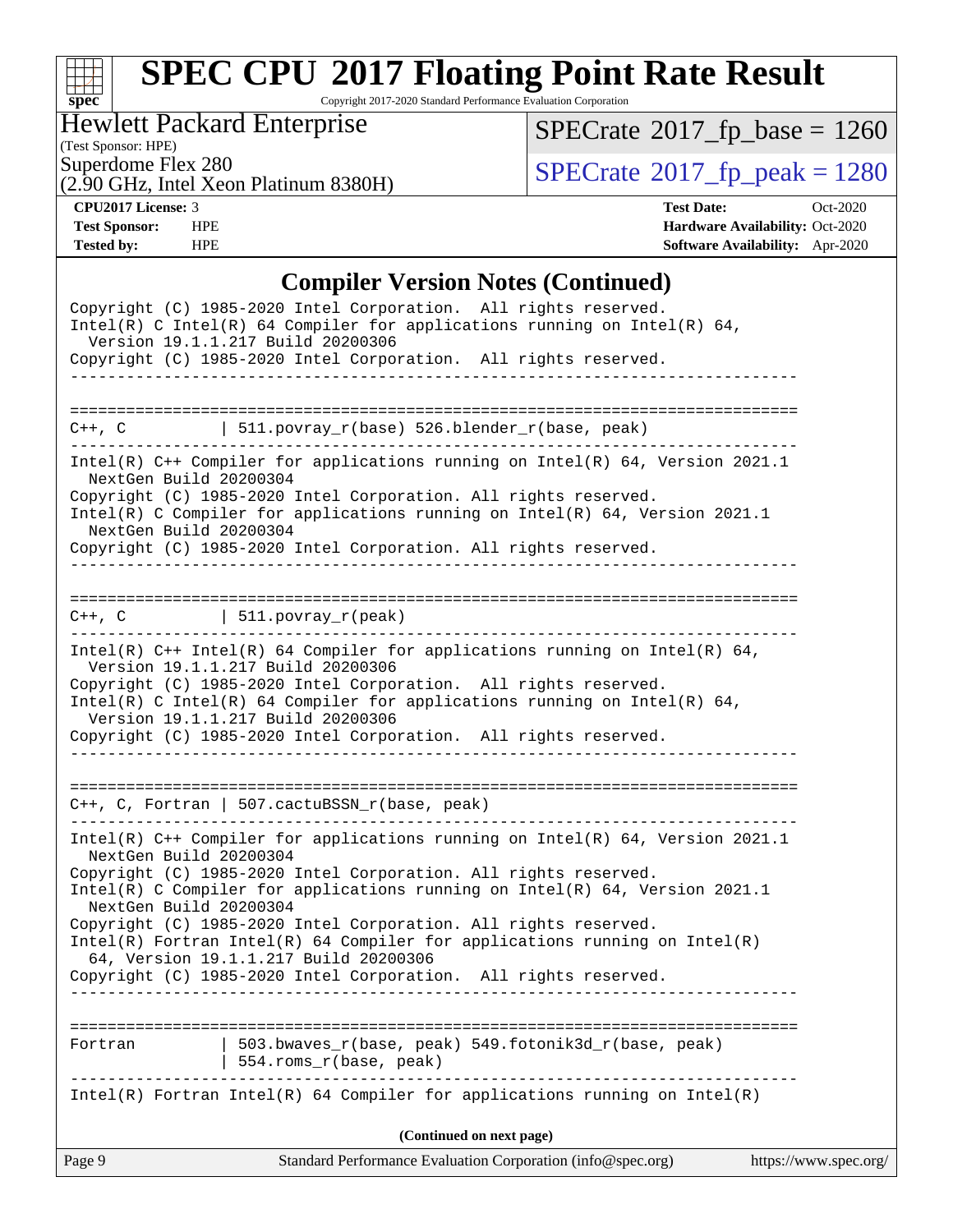# SPEC CPU 2017 Floating Point Rate Result

Copyright 2017-2020 Standard Performance Evaluation Corporation

Hewlett Packard Enterprise
(Test Sponsor: HPE)
Superdome Flex 280
(2.90 GHz, Intel Xeon Platinum 8380H)

SPECrate 2017_fp_base = 1260
SPECrate 2017_fp_peak = 1280

**CPU2017 License:** 3
**Test Sponsor:** HPE
**Tested by:** HPE

**Test Date:** Oct-2020
**Hardware Availability:** Oct-2020
**Software Availability:** Apr-2020

## Compiler Version Notes (Continued)

```
Copyright (C) 1985-2020 Intel Corporation.  All rights reserved.
Intel(R) C Intel(R) 64 Compiler for applications running on Intel(R) 64,
  Version 19.1.1.217 Build 20200306
Copyright (C) 1985-2020 Intel Corporation.  All rights reserved.
------------------------------------------------------------------------------

==============================================================================
C++, C          | 511.povray_r(base) 526.blender_r(base, peak)
------------------------------------------------------------------------------
Intel(R) C++ Compiler for applications running on Intel(R) 64, Version 2021.1
  NextGen Build 20200304
Copyright (C) 1985-2020 Intel Corporation. All rights reserved.
Intel(R) C Compiler for applications running on Intel(R) 64, Version 2021.1
  NextGen Build 20200304
Copyright (C) 1985-2020 Intel Corporation. All rights reserved.
------------------------------------------------------------------------------

==============================================================================
C++, C          | 511.povray_r(peak)
------------------------------------------------------------------------------
Intel(R) C++ Intel(R) 64 Compiler for applications running on Intel(R) 64,
  Version 19.1.1.217 Build 20200306
Copyright (C) 1985-2020 Intel Corporation.  All rights reserved.
Intel(R) C Intel(R) 64 Compiler for applications running on Intel(R) 64,
  Version 19.1.1.217 Build 20200306
Copyright (C) 1985-2020 Intel Corporation.  All rights reserved.
------------------------------------------------------------------------------

==============================================================================
C++, C, Fortran | 507.cactuBSSN_r(base, peak)
------------------------------------------------------------------------------
Intel(R) C++ Compiler for applications running on Intel(R) 64, Version 2021.1
  NextGen Build 20200304
Copyright (C) 1985-2020 Intel Corporation. All rights reserved.
Intel(R) C Compiler for applications running on Intel(R) 64, Version 2021.1
  NextGen Build 20200304
Copyright (C) 1985-2020 Intel Corporation. All rights reserved.
Intel(R) Fortran Intel(R) 64 Compiler for applications running on Intel(R)
  64, Version 19.1.1.217 Build 20200306
Copyright (C) 1985-2020 Intel Corporation.  All rights reserved.
------------------------------------------------------------------------------

==============================================================================
Fortran         | 503.bwaves_r(base, peak) 549.fotonik3d_r(base, peak)
                | 554.roms_r(base, peak)
------------------------------------------------------------------------------
Intel(R) Fortran Intel(R) 64 Compiler for applications running on Intel(R)
```

(Continued on next page)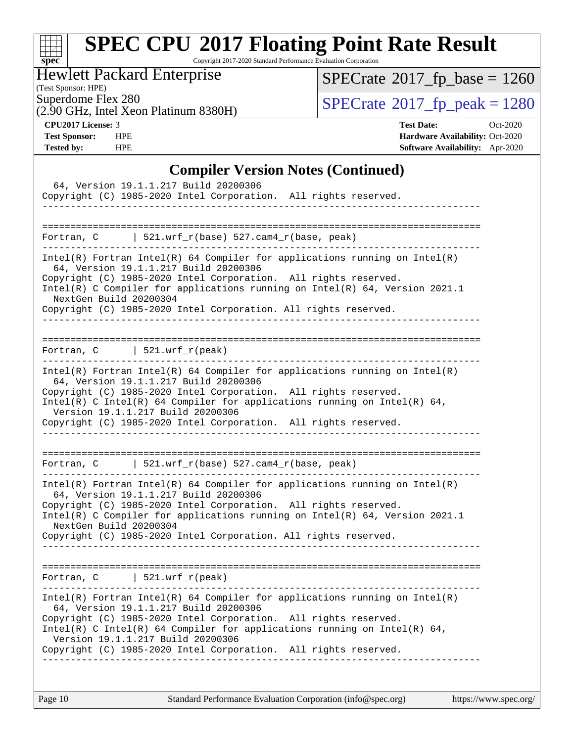## Compiler Version Notes (Continued)

```
  64, Version 19.1.1.217 Build 20200306
Copyright (C) 1985-2020 Intel Corporation.  All rights reserved.
------------------------------------------------------------------------------

==============================================================================
Fortran, C      | 521.wrf_r(base) 527.cam4_r(base, peak)
------------------------------------------------------------------------------
Intel(R) Fortran Intel(R) 64 Compiler for applications running on Intel(R)
  64, Version 19.1.1.217 Build 20200306
Copyright (C) 1985-2020 Intel Corporation.  All rights reserved.
Intel(R) C Compiler for applications running on Intel(R) 64, Version 2021.1
  NextGen Build 20200304
Copyright (C) 1985-2020 Intel Corporation. All rights reserved.
------------------------------------------------------------------------------

==============================================================================
Fortran, C      | 521.wrf_r(peak)
------------------------------------------------------------------------------
Intel(R) Fortran Intel(R) 64 Compiler for applications running on Intel(R)
  64, Version 19.1.1.217 Build 20200306
Copyright (C) 1985-2020 Intel Corporation.  All rights reserved.
Intel(R) C Intel(R) 64 Compiler for applications running on Intel(R) 64,
  Version 19.1.1.217 Build 20200306
Copyright (C) 1985-2020 Intel Corporation.  All rights reserved.
------------------------------------------------------------------------------

==============================================================================
Fortran, C      | 521.wrf_r(base) 527.cam4_r(base, peak)
------------------------------------------------------------------------------
Intel(R) Fortran Intel(R) 64 Compiler for applications running on Intel(R)
  64, Version 19.1.1.217 Build 20200306
Copyright (C) 1985-2020 Intel Corporation.  All rights reserved.
Intel(R) C Compiler for applications running on Intel(R) 64, Version 2021.1
  NextGen Build 20200304
Copyright (C) 1985-2020 Intel Corporation. All rights reserved.
------------------------------------------------------------------------------

==============================================================================
Fortran, C      | 521.wrf_r(peak)
------------------------------------------------------------------------------
Intel(R) Fortran Intel(R) 64 Compiler for applications running on Intel(R)
  64, Version 19.1.1.217 Build 20200306
Copyright (C) 1985-2020 Intel Corporation.  All rights reserved.
Intel(R) C Intel(R) 64 Compiler for applications running on Intel(R) 64,
  Version 19.1.1.217 Build 20200306
Copyright (C) 1985-2020 Intel Corporation.  All rights reserved.
------------------------------------------------------------------------------
```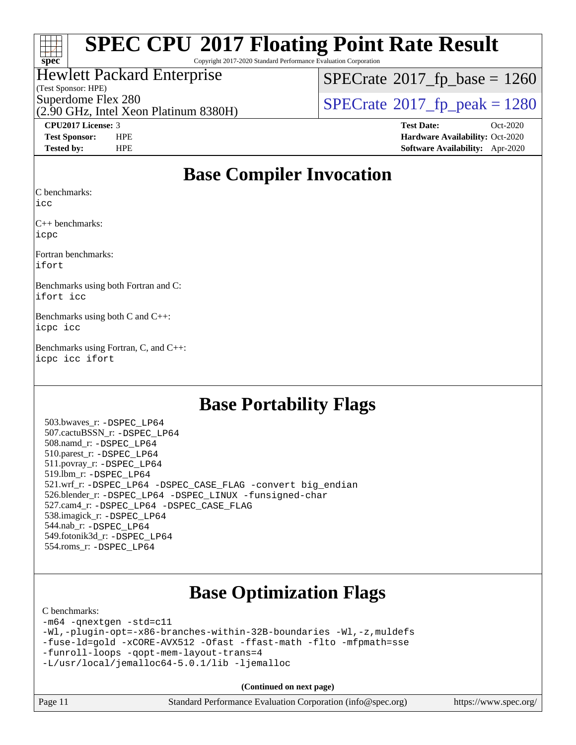# Base Compiler Invocation

C benchmarks:
icc

C++ benchmarks:
icpc

Fortran benchmarks:
ifort

Benchmarks using both Fortran and C:
ifort icc

Benchmarks using both C and C++:
icpc icc

Benchmarks using Fortran, C, and C++:
icpc icc ifort

# Base Portability Flags

503.bwaves_r: -DSPEC_LP64
507.cactuBSSN_r: -DSPEC_LP64
508.namd_r: -DSPEC_LP64
510.parest_r: -DSPEC_LP64
511.povray_r: -DSPEC_LP64
519.lbm_r: -DSPEC_LP64
521.wrf_r: -DSPEC_LP64 -DSPEC_CASE_FLAG -convert big_endian
526.blender_r: -DSPEC_LP64 -DSPEC_LINUX -funsigned-char
527.cam4_r: -DSPEC_LP64 -DSPEC_CASE_FLAG
538.imagick_r: -DSPEC_LP64
544.nab_r: -DSPEC_LP64
549.fotonik3d_r: -DSPEC_LP64
554.roms_r: -DSPEC_LP64

# Base Optimization Flags

C benchmarks:
-m64 -qnextgen -std=c11
-Wl,-plugin-opt=-x86-branches-within-32B-boundaries -Wl,-z,muldefs
-fuse-ld=gold -xCORE-AVX512 -Ofast -ffast-math -flto -mfpmath=sse
-funroll-loops -qopt-mem-layout-trans=4
-L/usr/local/jemalloc64-5.0.1/lib -ljemalloc

(Continued on next page)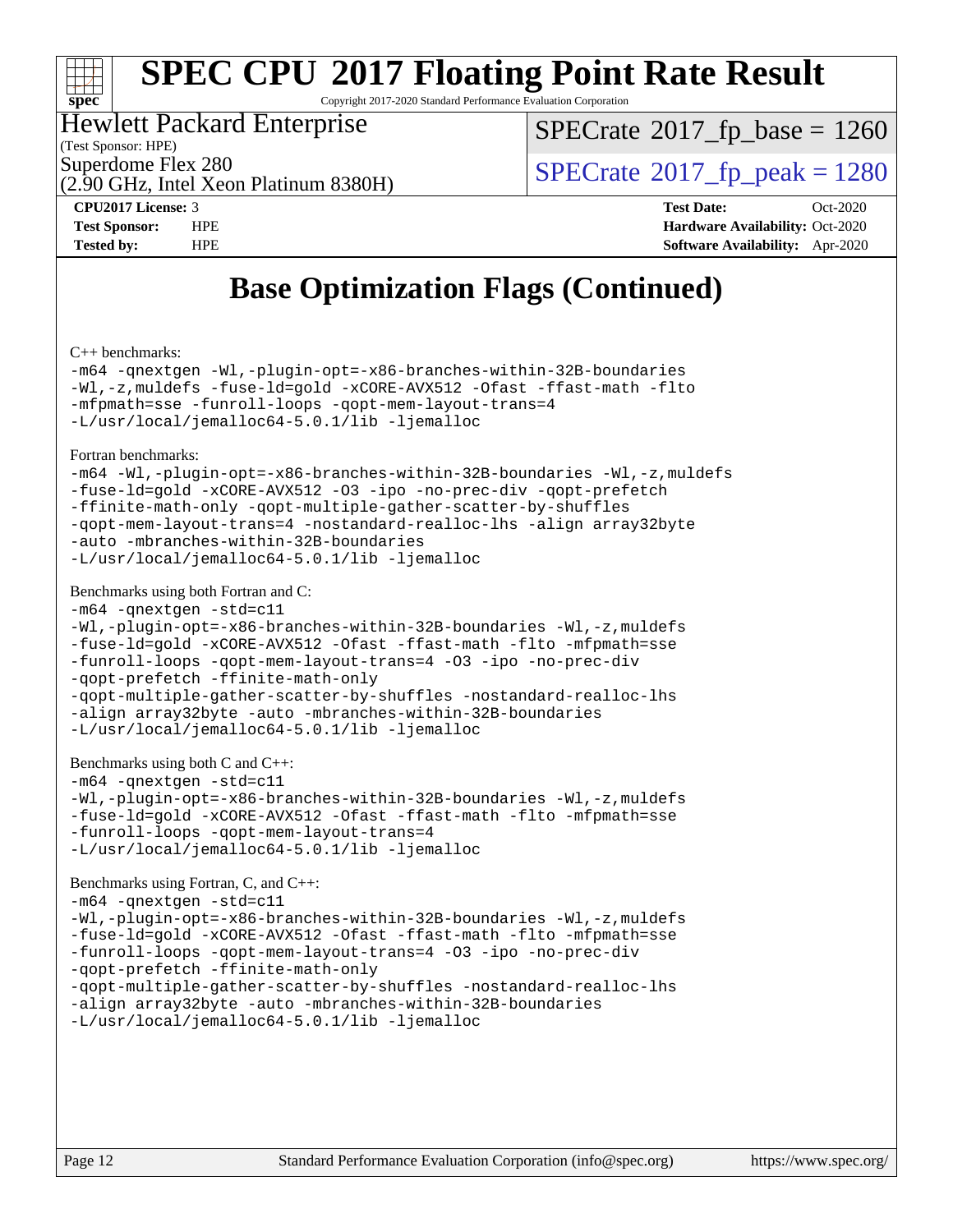# SPEC CPU 2017 Floating Point Rate Result

Copyright 2017-2020 Standard Performance Evaluation Corporation

Hewlett Packard Enterprise
(Test Sponsor: HPE)
Superdome Flex 280
(2.90 GHz, Intel Xeon Platinum 8380H)

SPECrate 2017_fp_base = 1260
SPECrate 2017_fp_peak = 1280

**CPU2017 License:** 3
**Test Sponsor:** HPE
**Tested by:** HPE
**Test Date:** Oct-2020
**Hardware Availability:** Oct-2020
**Software Availability:** Apr-2020

## Base Optimization Flags (Continued)

C++ benchmarks:

```
-m64 -qnextgen -Wl,-plugin-opt=-x86-branches-within-32B-boundaries
-Wl,-z,muldefs -fuse-ld=gold -xCORE-AVX512 -Ofast -ffast-math -flto
-mfpmath=sse -funroll-loops -qopt-mem-layout-trans=4
-L/usr/local/jemalloc64-5.0.1/lib -ljemalloc
```

Fortran benchmarks:

```
-m64 -Wl,-plugin-opt=-x86-branches-within-32B-boundaries -Wl,-z,muldefs
-fuse-ld=gold -xCORE-AVX512 -O3 -ipo -no-prec-div -qopt-prefetch
-ffinite-math-only -qopt-multiple-gather-scatter-by-shuffles
-qopt-mem-layout-trans=4 -nostandard-realloc-lhs -align array32byte
-auto -mbranches-within-32B-boundaries
-L/usr/local/jemalloc64-5.0.1/lib -ljemalloc
```

Benchmarks using both Fortran and C:

```
-m64 -qnextgen -std=c11
-Wl,-plugin-opt=-x86-branches-within-32B-boundaries -Wl,-z,muldefs
-fuse-ld=gold -xCORE-AVX512 -Ofast -ffast-math -flto -mfpmath=sse
-funroll-loops -qopt-mem-layout-trans=4 -O3 -ipo -no-prec-div
-qopt-prefetch -ffinite-math-only
-qopt-multiple-gather-scatter-by-shuffles -nostandard-realloc-lhs
-align array32byte -auto -mbranches-within-32B-boundaries
-L/usr/local/jemalloc64-5.0.1/lib -ljemalloc
```

Benchmarks using both C and C++:

```
-m64 -qnextgen -std=c11
-Wl,-plugin-opt=-x86-branches-within-32B-boundaries -Wl,-z,muldefs
-fuse-ld=gold -xCORE-AVX512 -Ofast -ffast-math -flto -mfpmath=sse
-funroll-loops -qopt-mem-layout-trans=4
-L/usr/local/jemalloc64-5.0.1/lib -ljemalloc
```

Benchmarks using Fortran, C, and C++:

```
-m64 -qnextgen -std=c11
-Wl,-plugin-opt=-x86-branches-within-32B-boundaries -Wl,-z,muldefs
-fuse-ld=gold -xCORE-AVX512 -Ofast -ffast-math -flto -mfpmath=sse
-funroll-loops -qopt-mem-layout-trans=4 -O3 -ipo -no-prec-div
-qopt-prefetch -ffinite-math-only
-qopt-multiple-gather-scatter-by-shuffles -nostandard-realloc-lhs
-align array32byte -auto -mbranches-within-32B-boundaries
-L/usr/local/jemalloc64-5.0.1/lib -ljemalloc
```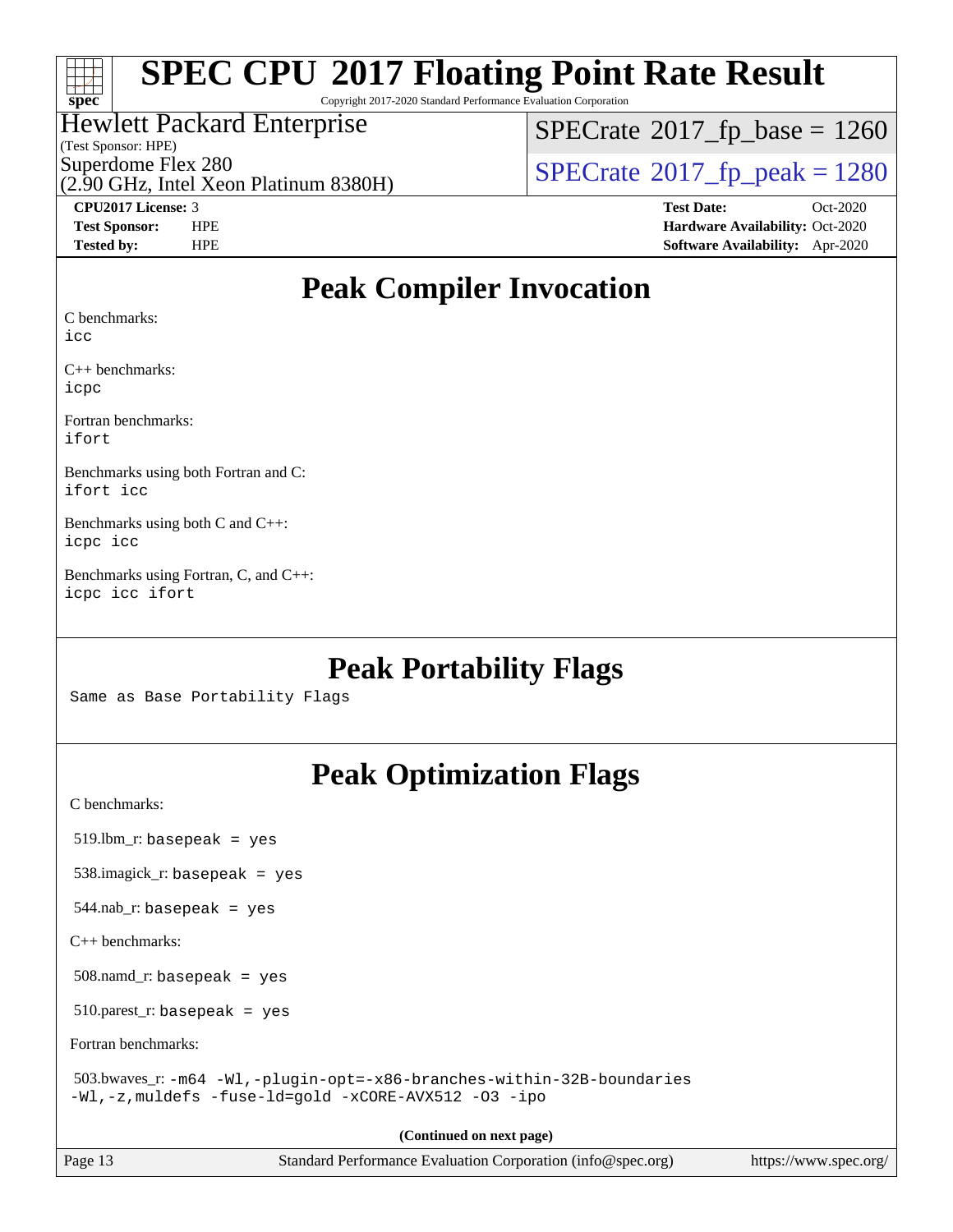# SPEC CPU 2017 Floating Point Rate Result

Copyright 2017-2020 Standard Performance Evaluation Corporation

Hewlett Packard Enterprise
(Test Sponsor: HPE)
Superdome Flex 280
(2.90 GHz, Intel Xeon Platinum 8380H)

SPECrate 2017_fp_base = 1260

SPECrate 2017_fp_peak = 1280

**CPU2017 License:** 3
**Test Sponsor:** HPE
**Tested by:** HPE

**Test Date:** Oct-2020
**Hardware Availability:** Oct-2020
**Software Availability:** Apr-2020

## Peak Compiler Invocation

C benchmarks:
`icc`

C++ benchmarks:
`icpc`

Fortran benchmarks:
`ifort`

Benchmarks using both Fortran and C:
`ifort icc`

Benchmarks using both C and C++:
`icpc icc`

Benchmarks using Fortran, C, and C++:
`icpc icc ifort`

## Peak Portability Flags

Same as Base Portability Flags

## Peak Optimization Flags

C benchmarks:

519.lbm_r: `basepeak = yes`

538.imagick_r: `basepeak = yes`

544.nab_r: `basepeak = yes`

C++ benchmarks:

508.namd_r: `basepeak = yes`

510.parest_r: `basepeak = yes`

Fortran benchmarks:

503.bwaves_r: `-m64 -Wl,-plugin-opt=-x86-branches-within-32B-boundaries -Wl,-z,muldefs -fuse-ld=gold -xCORE-AVX512 -O3 -ipo`

**(Continued on next page)**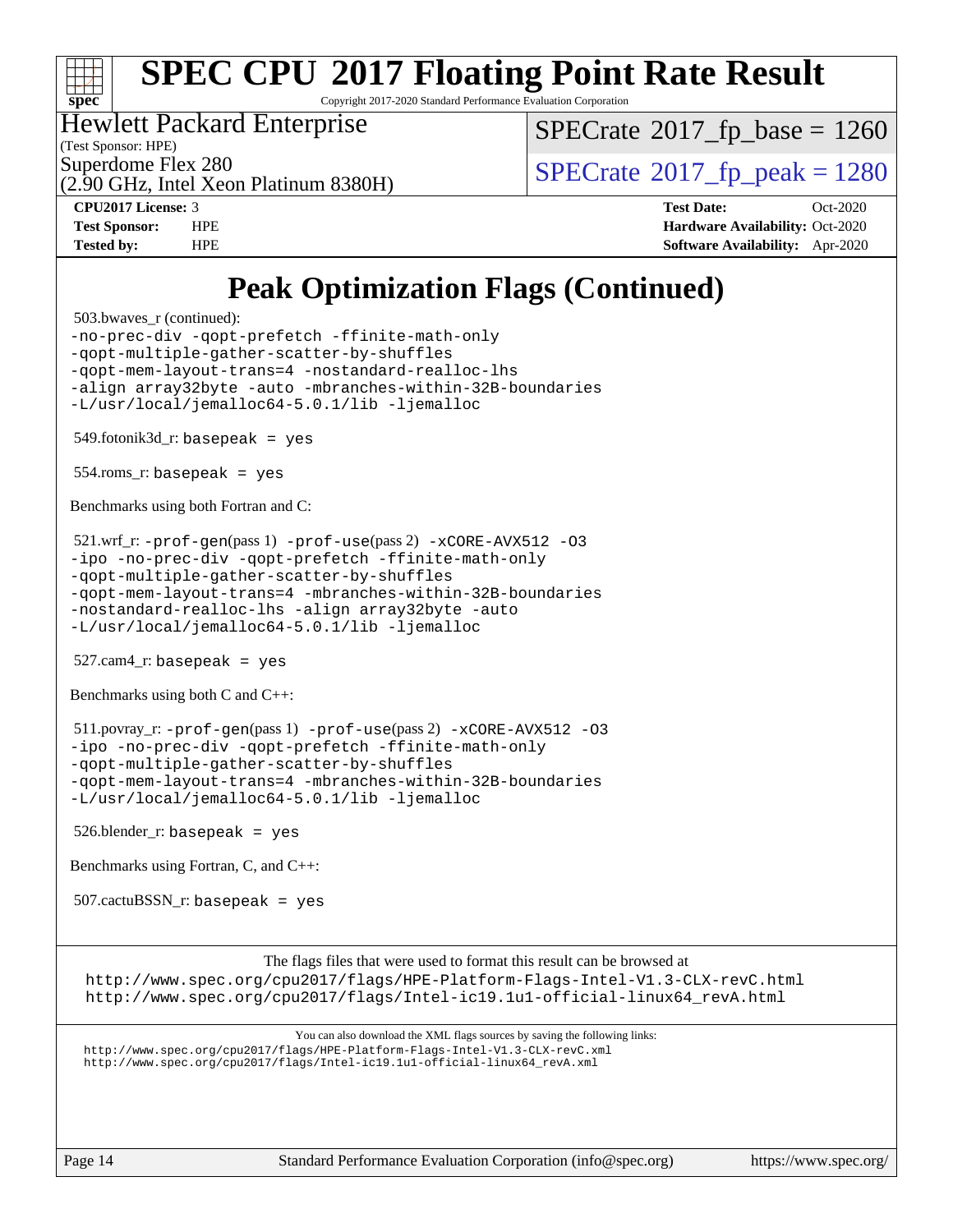# Peak Optimization Flags (Continued)

503.bwaves_r (continued):
```
-no-prec-div -qopt-prefetch -ffinite-math-only
-qopt-multiple-gather-scatter-by-shuffles
-qopt-mem-layout-trans=4 -nostandard-realloc-lhs
-align array32byte -auto -mbranches-within-32B-boundaries
-L/usr/local/jemalloc64-5.0.1/lib -ljemalloc
```

549.fotonik3d_r: `basepeak = yes`

554.roms_r: `basepeak = yes`

Benchmarks using both Fortran and C:

521.wrf_r: `-prof-gen`(pass 1) `-prof-use`(pass 2) `-xCORE-AVX512 -O3`
```
-ipo -no-prec-div -qopt-prefetch -ffinite-math-only
-qopt-multiple-gather-scatter-by-shuffles
-qopt-mem-layout-trans=4 -mbranches-within-32B-boundaries
-nostandard-realloc-lhs -align array32byte -auto
-L/usr/local/jemalloc64-5.0.1/lib -ljemalloc
```

527.cam4_r: `basepeak = yes`

Benchmarks using both C and C++:

511.povray_r: `-prof-gen`(pass 1) `-prof-use`(pass 2) `-xCORE-AVX512 -O3`
```
-ipo -no-prec-div -qopt-prefetch -ffinite-math-only
-qopt-multiple-gather-scatter-by-shuffles
-qopt-mem-layout-trans=4 -mbranches-within-32B-boundaries
-L/usr/local/jemalloc64-5.0.1/lib -ljemalloc
```

526.blender_r: `basepeak = yes`

Benchmarks using Fortran, C, and C++:

507.cactuBSSN_r: `basepeak = yes`

The flags files that were used to format this result can be browsed at
http://www.spec.org/cpu2017/flags/HPE-Platform-Flags-Intel-V1.3-CLX-revC.html
http://www.spec.org/cpu2017/flags/Intel-ic19.1u1-official-linux64_revA.html

You can also download the XML flags sources by saving the following links:
http://www.spec.org/cpu2017/flags/HPE-Platform-Flags-Intel-V1.3-CLX-revC.xml
http://www.spec.org/cpu2017/flags/Intel-ic19.1u1-official-linux64_revA.xml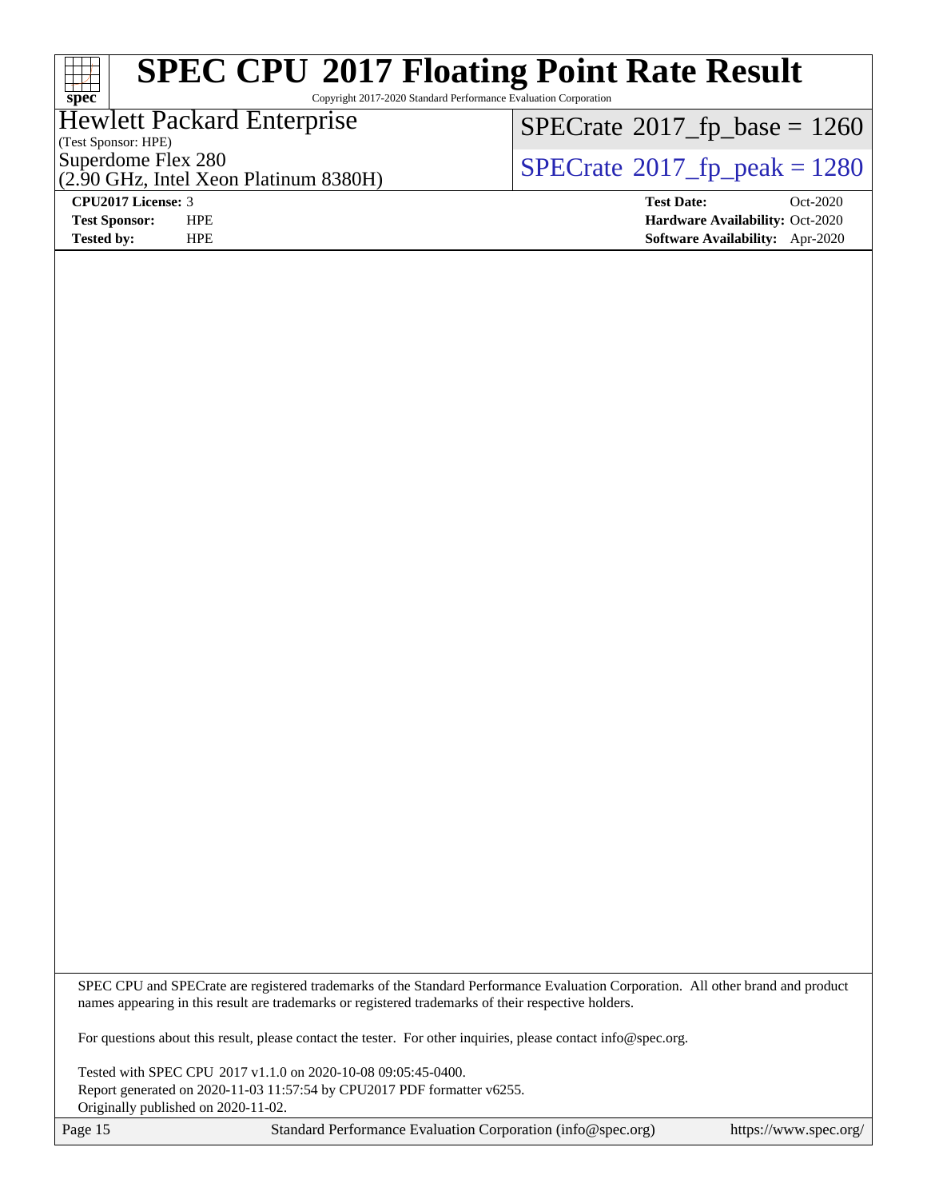SPEC CPU and SPECrate are registered trademarks of the Standard Performance Evaluation Corporation. All other brand and product names appearing in this result are trademarks or registered trademarks of their respective holders.

For questions about this result, please contact the tester. For other inquiries, please contact info@spec.org.

Tested with SPEC CPU 2017 v1.1.0 on 2020-10-08 09:05:45-0400.
Report generated on 2020-11-03 11:57:54 by CPU2017 PDF formatter v6255.
Originally published on 2020-11-02.